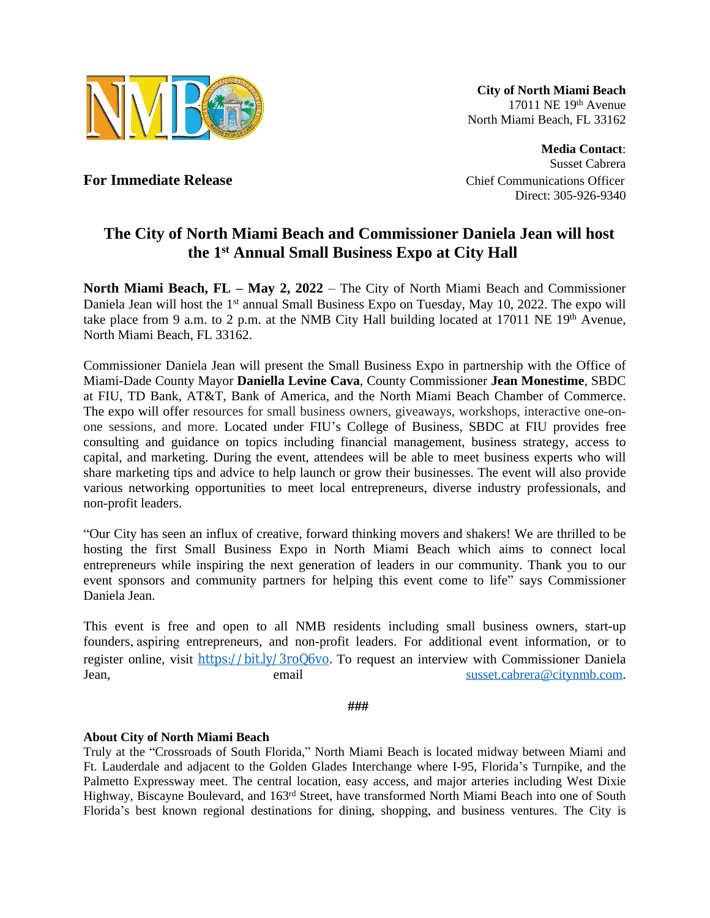**City of North Miami Beach**
17011 NE 19th Avenue
North Miami Beach, FL 33162

**Media Contact**:
Susset Cabrera
Chief Communications Officer
Direct: 305-926-9340

**For Immediate Release**

# The City of North Miami Beach and Commissioner Daniela Jean will host the 1st Annual Small Business Expo at City Hall

**North Miami Beach, FL – May 2, 2022** – The City of North Miami Beach and Commissioner Daniela Jean will host the 1st annual Small Business Expo on Tuesday, May 10, 2022. The expo will take place from 9 a.m. to 2 p.m. at the NMB City Hall building located at 17011 NE 19th Avenue, North Miami Beach, FL 33162.

Commissioner Daniela Jean will present the Small Business Expo in partnership with the Office of Miami-Dade County Mayor **Daniella Levine Cava**, County Commissioner **Jean Monestime**, SBDC at FIU, TD Bank, AT&T, Bank of America, and the North Miami Beach Chamber of Commerce. The expo will offer resources for small business owners, giveaways, workshops, interactive one-on-one sessions, and more. Located under FIU's College of Business, SBDC at FIU provides free consulting and guidance on topics including financial management, business strategy, access to capital, and marketing. During the event, attendees will be able to meet business experts who will share marketing tips and advice to help launch or grow their businesses. The event will also provide various networking opportunities to meet local entrepreneurs, diverse industry professionals, and non-profit leaders.

"Our City has seen an influx of creative, forward thinking movers and shakers! We are thrilled to be hosting the first Small Business Expo in North Miami Beach which aims to connect local entrepreneurs while inspiring the next generation of leaders in our community. Thank you to our event sponsors and community partners for helping this event come to life" says Commissioner Daniela Jean.

This event is free and open to all NMB residents including small business owners, start-up founders, aspiring entrepreneurs, and non-profit leaders. For additional event information, or to register online, visit https://bit.ly/3roQ6vo. To request an interview with Commissioner Daniela Jean, email susset.cabrera@citynmb.com.

###

**About City of North Miami Beach**
Truly at the "Crossroads of South Florida," North Miami Beach is located midway between Miami and Ft. Lauderdale and adjacent to the Golden Glades Interchange where I-95, Florida's Turnpike, and the Palmetto Expressway meet. The central location, easy access, and major arteries including West Dixie Highway, Biscayne Boulevard, and 163rd Street, have transformed North Miami Beach into one of South Florida's best known regional destinations for dining, shopping, and business ventures. The City is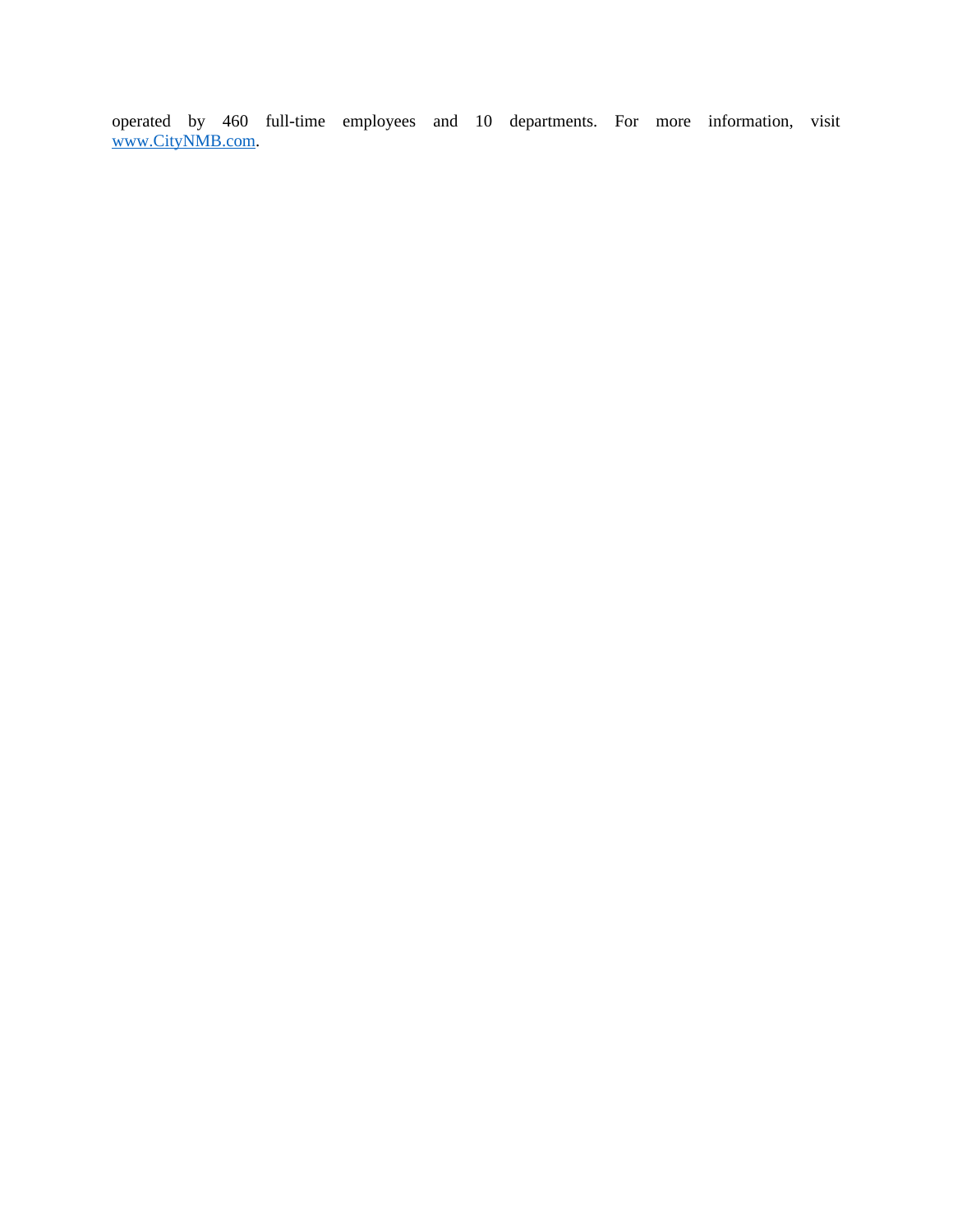operated by 460 full-time employees and 10 departments. For more information, visit www.CityNMB.com.